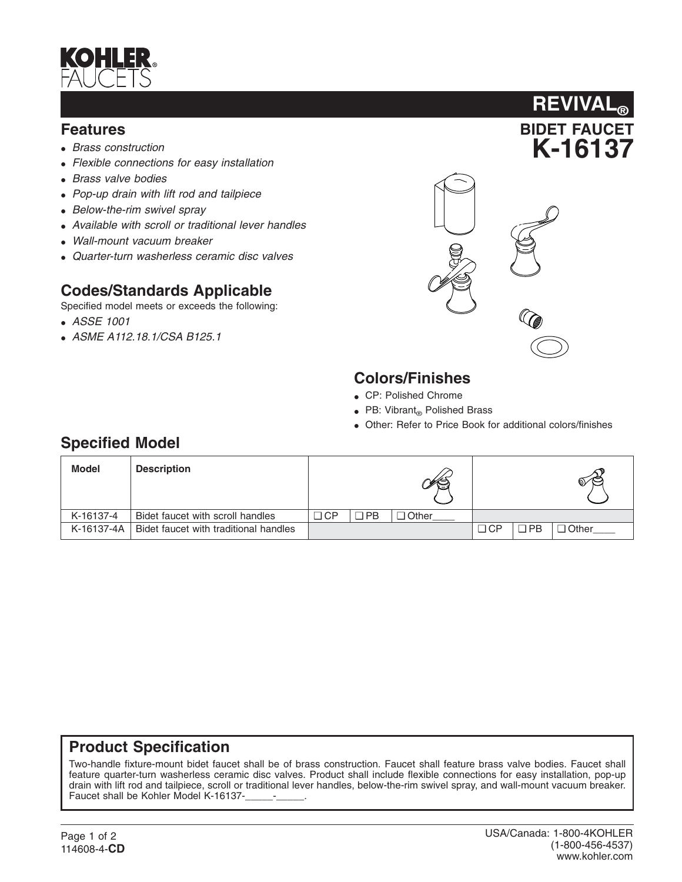# KOHLER FAUCETS

# REVIVAL®

## BIDET FAUCET
## K-16137

## Features

- *Brass construction*
- *Flexible connections for easy installation*
- *Brass valve bodies*
- *Pop-up drain with lift rod and tailpiece*
- *Below-the-rim swivel spray*
- *Available with scroll or traditional lever handles*
- *Wall-mount vacuum breaker*
- *Quarter-turn washerless ceramic disc valves*

## Codes/Standards Applicable

Specified model meets or exceeds the following:

- *ASSE 1001*
- *ASME A112.18.1/CSA B125.1*

## Colors/Finishes

- CP: Polished Chrome
- PB: Vibrant® Polished Brass
- Other: Refer to Price Book for additional colors/finishes

## Specified Model

| Model | Description | | | | | | |
|---|---|---|---|---|---|---|---|
| K-16137-4 | Bidet faucet with scroll handles | ❑ CP | ❑ PB | ❑ Other____ | | | |
| K-16137-4A | Bidet faucet with traditional handles | | | | ❑ CP | ❑ PB | ❑ Other____ |

## Product Specification

Two-handle fixture-mount bidet faucet shall be of brass construction. Faucet shall feature brass valve bodies. Faucet shall feature quarter-turn washerless ceramic disc valves. Product shall include flexible connections for easy installation, pop-up drain with lift rod and tailpiece, scroll or traditional lever handles, below-the-rim swivel spray, and wall-mount vacuum breaker. Faucet shall be Kohler Model K-16137-_____-_____.

114608-4-**CD**

USA/Canada: 1-800-4KOHLER
(1-800-456-4537)
www.kohler.com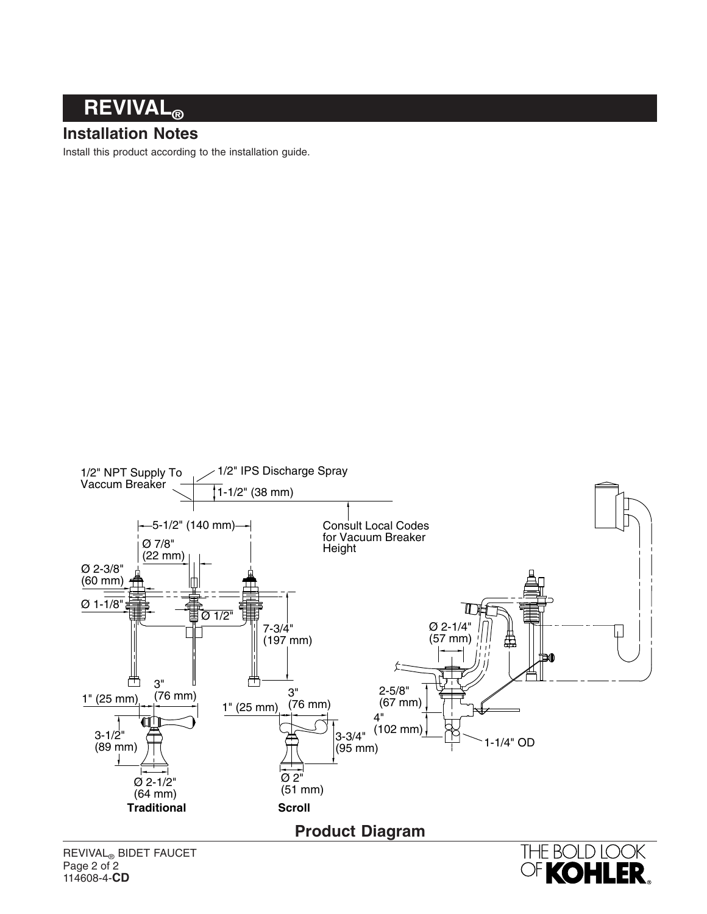# REVIVAL®

## Installation Notes

Install this product according to the installation guide.

1/2" NPT Supply To Vaccum Breaker

1/2" IPS Discharge Spray

1-1/2" (38 mm)

5-1/2" (140 mm)

Consult Local Codes for Vacuum Breaker Height

Ø 7/8" (22 mm)

Ø 2-3/8" (60 mm)

Ø 1-1/8"

Ø 1/2"

7-3/4" (197 mm)

Ø 2-1/4" (57 mm)

3" (76 mm)

1" (25 mm)

3-1/2" (89 mm)

Ø 2-1/2" (64 mm)

**Traditional**

3" (76 mm)

1" (25 mm)

3-3/4" (95 mm)

Ø 2" (51 mm)

**Scroll**

2-5/8" (67 mm)

4" (102 mm)

1-1/4" OD

## Product Diagram

REVIVAL® BIDET FAUCET

114608-4-**CD**